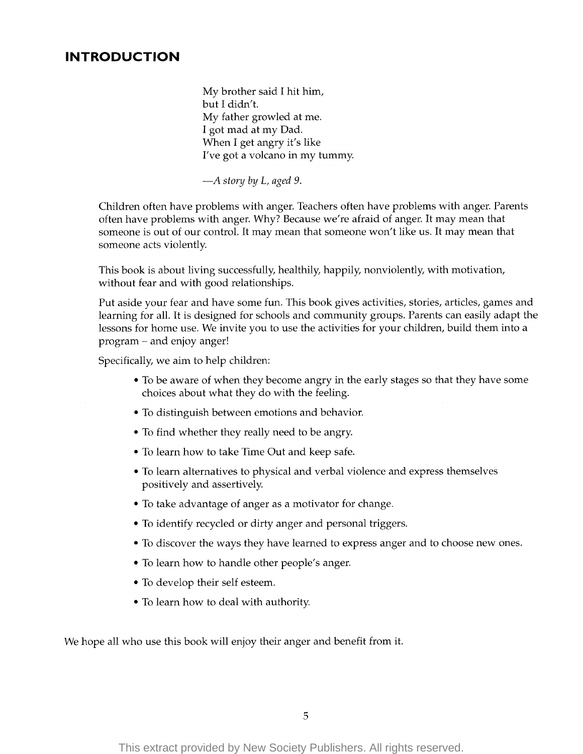## INTRODUCTION

> My brother said I hit him,
> but I didn't.
> My father growled at me.
> I got mad at my Dad.
> When I get angry it's like
> I've got a volcano in my tummy.
>
> —*A story by L, aged 9.*

Children often have problems with anger. Teachers often have problems with anger. Parents often have problems with anger. Why? Because we're afraid of anger. It may mean that someone is out of our control. It may mean that someone won't like us. It may mean that someone acts violently.

This book is about living successfully, healthily, happily, nonviolently, with motivation, without fear and with good relationships.

Put aside your fear and have some fun. This book gives activities, stories, articles, games and learning for all. It is designed for schools and community groups. Parents can easily adapt the lessons for home use. We invite you to use the activities for your children, build them into a program – and enjoy anger!

Specifically, we aim to help children:

- To be aware of when they become angry in the early stages so that they have some choices about what they do with the feeling.
- To distinguish between emotions and behavior.
- To find whether they really need to be angry.
- To learn how to take Time Out and keep safe.
- To learn alternatives to physical and verbal violence and express themselves positively and assertively.
- To take advantage of anger as a motivator for change.
- To identify recycled or dirty anger and personal triggers.
- To discover the ways they have learned to express anger and to choose new ones.
- To learn how to handle other people's anger.
- To develop their self esteem.
- To learn how to deal with authority.

We hope all who use this book will enjoy their anger and benefit from it.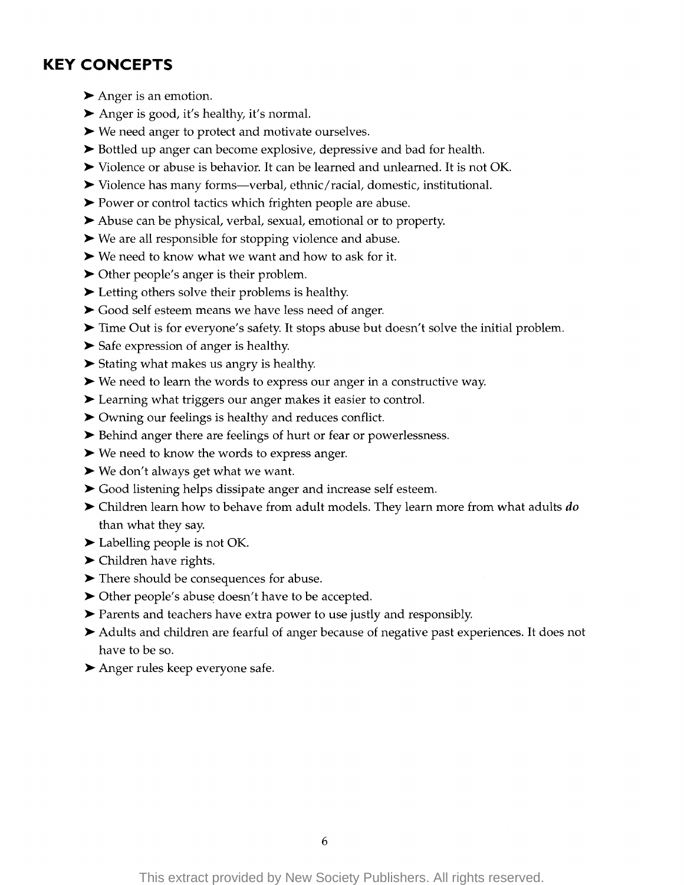## KEY CONCEPTS

- Anger is an emotion.
- Anger is good, it's healthy, it's normal.
- We need anger to protect and motivate ourselves.
- Bottled up anger can become explosive, depressive and bad for health.
- Violence or abuse is behavior. It can be learned and unlearned. It is not OK.
- Violence has many forms—verbal, ethnic/racial, domestic, institutional.
- Power or control tactics which frighten people are abuse.
- Abuse can be physical, verbal, sexual, emotional or to property.
- We are all responsible for stopping violence and abuse.
- We need to know what we want and how to ask for it.
- Other people's anger is their problem.
- Letting others solve their problems is healthy.
- Good self esteem means we have less need of anger.
- Time Out is for everyone's safety. It stops abuse but doesn't solve the initial problem.
- Safe expression of anger is healthy.
- Stating what makes us angry is healthy.
- We need to learn the words to express our anger in a constructive way.
- Learning what triggers our anger makes it easier to control.
- Owning our feelings is healthy and reduces conflict.
- Behind anger there are feelings of hurt or fear or powerlessness.
- We need to know the words to express anger.
- We don't always get what we want.
- Good listening helps dissipate anger and increase self esteem.
- Children learn how to behave from adult models. They learn more from what adults ***do*** than what they say.
- Labelling people is not OK.
- Children have rights.
- There should be consequences for abuse.
- Other people's abuse doesn't have to be accepted.
- Parents and teachers have extra power to use justly and responsibly.
- Adults and children are fearful of anger because of negative past experiences. It does not have to be so.
- Anger rules keep everyone safe.

This extract provided by New Society Publishers. All rights reserved.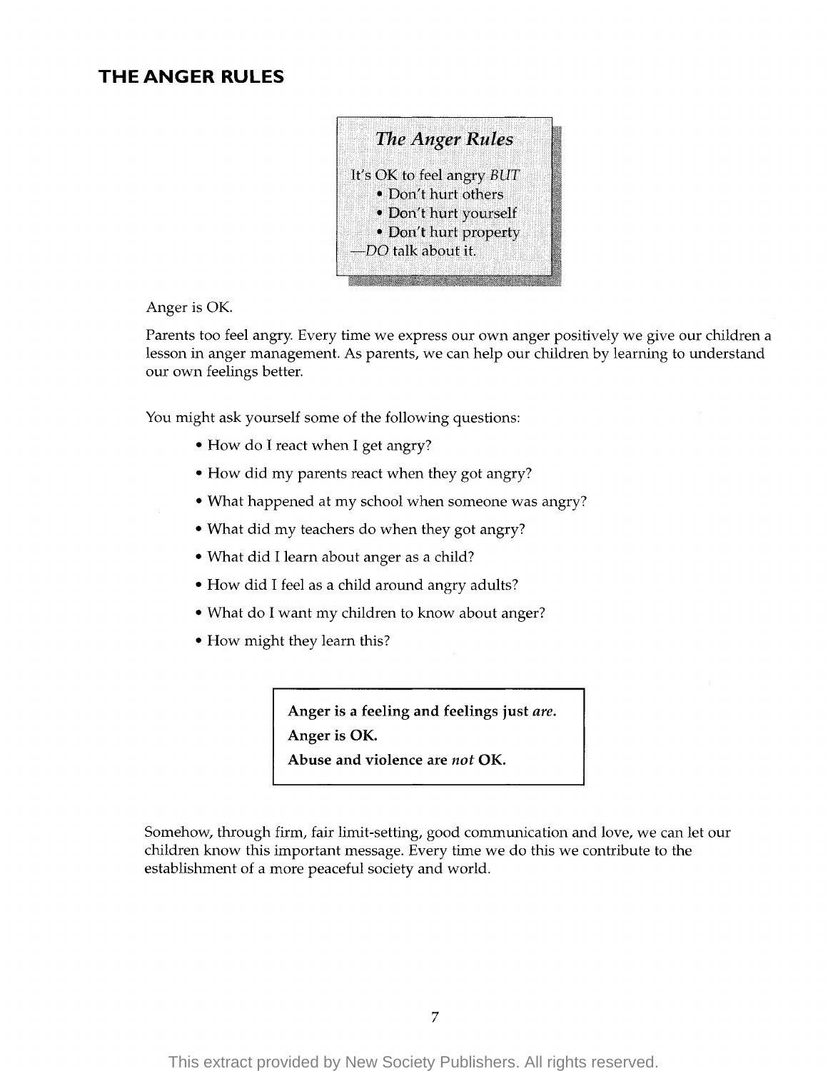## THE ANGER RULES

> ***The Anger Rules***
>
> It's OK to feel angry *BUT*
> - Don't hurt others
> - Don't hurt yourself
> - Don't hurt property
>
> —*DO* talk about it.

Anger is OK.

Parents too feel angry. Every time we express our own anger positively we give our children a lesson in anger management. As parents, we can help our children by learning to understand our own feelings better.

You might ask yourself some of the following questions:

- How do I react when I get angry?
- How did my parents react when they got angry?
- What happened at my school when someone was angry?
- What did my teachers do when they got angry?
- What did I learn about anger as a child?
- How did I feel as a child around angry adults?
- What do I want my children to know about anger?
- How might they learn this?

> **Anger is a feeling and feelings just *are*.**
>
> **Anger is OK.**
>
> **Abuse and violence are *not* OK.**

Somehow, through firm, fair limit-setting, good communication and love, we can let our children know this important message. Every time we do this we contribute to the establishment of a more peaceful society and world.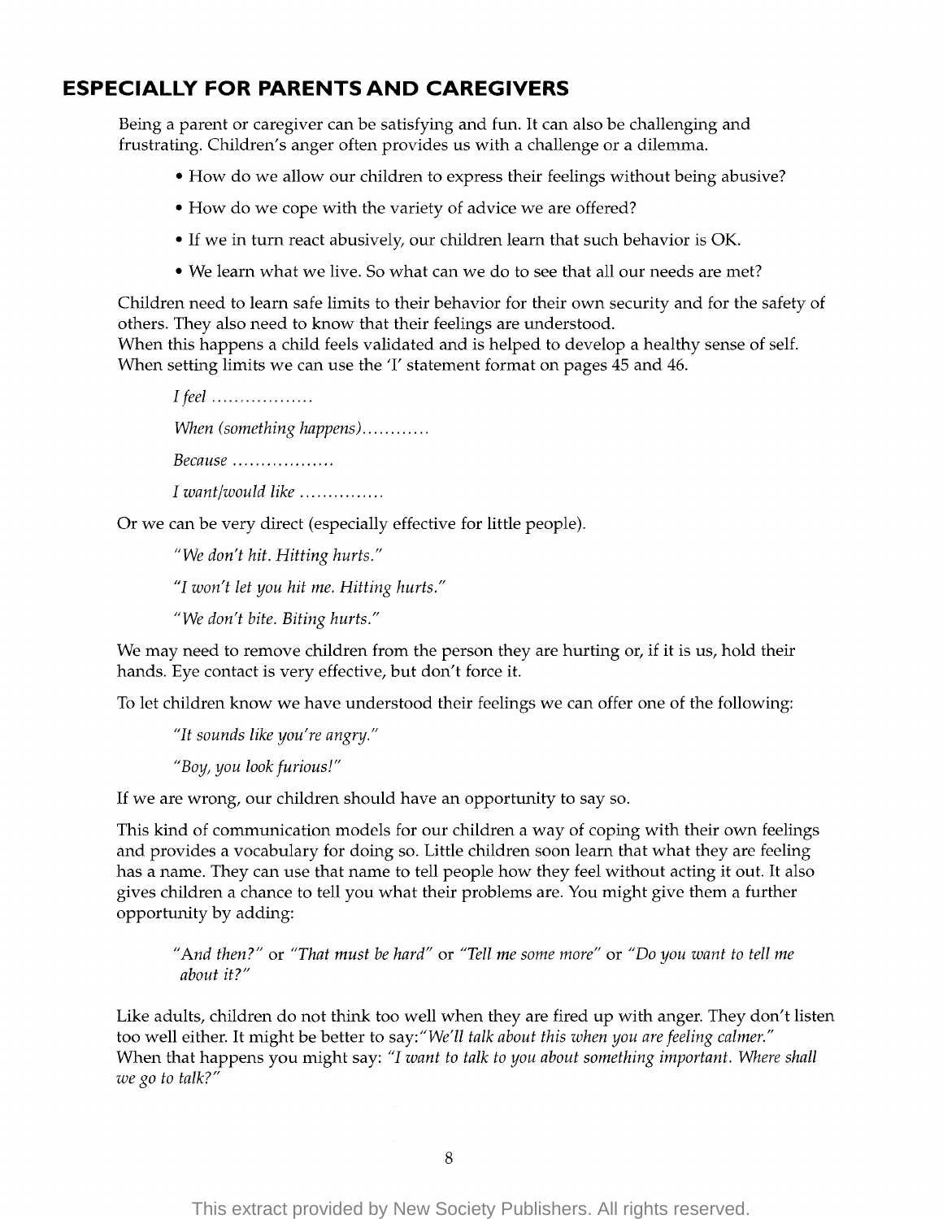## ESPECIALLY FOR PARENTS AND CAREGIVERS

Being a parent or caregiver can be satisfying and fun. It can also be challenging and frustrating. Children's anger often provides us with a challenge or a dilemma.

- How do we allow our children to express their feelings without being abusive?
- How do we cope with the variety of advice we are offered?
- If we in turn react abusively, our children learn that such behavior is OK.
- We learn what we live. So what can we do to see that all our needs are met?

Children need to learn safe limits to their behavior for their own security and for the safety of others. They also need to know that their feelings are understood.
When this happens a child feels validated and is helped to develop a healthy sense of self.
When setting limits we can use the 'I' statement format on pages 45 and 46.

*I feel ..................*

*When (something happens)............*

*Because ..................*

*I want/would like ...............*

Or we can be very direct (especially effective for little people).

*"We don't hit. Hitting hurts."*

*"I won't let you hit me. Hitting hurts."*

*"We don't bite. Biting hurts."*

We may need to remove children from the person they are hurting or, if it is us, hold their hands. Eye contact is very effective, but don't force it.

To let children know we have understood their feelings we can offer one of the following:

*"It sounds like you're angry."*

*"Boy, you look furious!"*

If we are wrong, our children should have an opportunity to say so.

This kind of communication models for our children a way of coping with their own feelings and provides a vocabulary for doing so. Little children soon learn that what they are feeling has a name. They can use that name to tell people how they feel without acting it out. It also gives children a chance to tell you what their problems are. You might give them a further opportunity by adding:

*"And then?"* or *"That must be hard"* or *"Tell me some more"* or *"Do you want to tell me about it?"*

Like adults, children do not think too well when they are fired up with anger. They don't listen too well either. It might be better to say: *"We'll talk about this when you are feeling calmer."*
When that happens you might say: *"I want to talk to you about something important. Where shall we go to talk?"*

This extract provided by New Society Publishers. All rights reserved.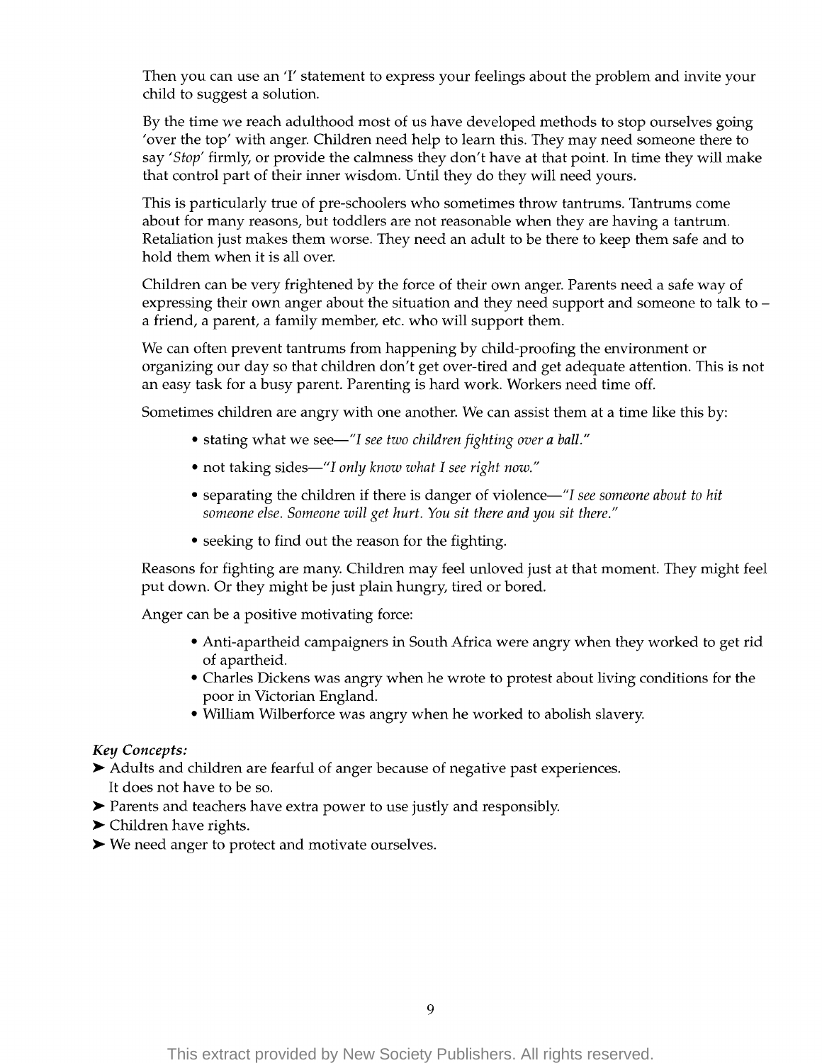Then you can use an 'I' statement to express your feelings about the problem and invite your child to suggest a solution.

By the time we reach adulthood most of us have developed methods to stop ourselves going 'over the top' with anger. Children need help to learn this. They may need someone there to say '*Stop*' firmly, or provide the calmness they don't have at that point. In time they will make that control part of their inner wisdom. Until they do they will need yours.

This is particularly true of pre-schoolers who sometimes throw tantrums. Tantrums come about for many reasons, but toddlers are not reasonable when they are having a tantrum. Retaliation just makes them worse. They need an adult to be there to keep them safe and to hold them when it is all over.

Children can be very frightened by the force of their own anger. Parents need a safe way of expressing their own anger about the situation and they need support and someone to talk to – a friend, a parent, a family member, etc. who will support them.

We can often prevent tantrums from happening by child-proofing the environment or organizing our day so that children don't get over-tired and get adequate attention. This is not an easy task for a busy parent. Parenting is hard work. Workers need time off.

Sometimes children are angry with one another. We can assist them at a time like this by:

- stating what we see—"*I see two children fighting over a ball.*"
- not taking sides—"*I only know what I see right now.*"
- separating the children if there is danger of violence—"*I see someone about to hit someone else. Someone will get hurt. You sit there and you sit there.*"
- seeking to find out the reason for the fighting.

Reasons for fighting are many. Children may feel unloved just at that moment. They might feel put down. Or they might be just plain hungry, tired or bored.

Anger can be a positive motivating force:

- Anti-apartheid campaigners in South Africa were angry when they worked to get rid of apartheid.
- Charles Dickens was angry when he wrote to protest about living conditions for the poor in Victorian England.
- William Wilberforce was angry when he worked to abolish slavery.

***Key Concepts:***

- Adults and children are fearful of anger because of negative past experiences. It does not have to be so.
- Parents and teachers have extra power to use justly and responsibly.
- Children have rights.
- We need anger to protect and motivate ourselves.

This extract provided by New Society Publishers. All rights reserved.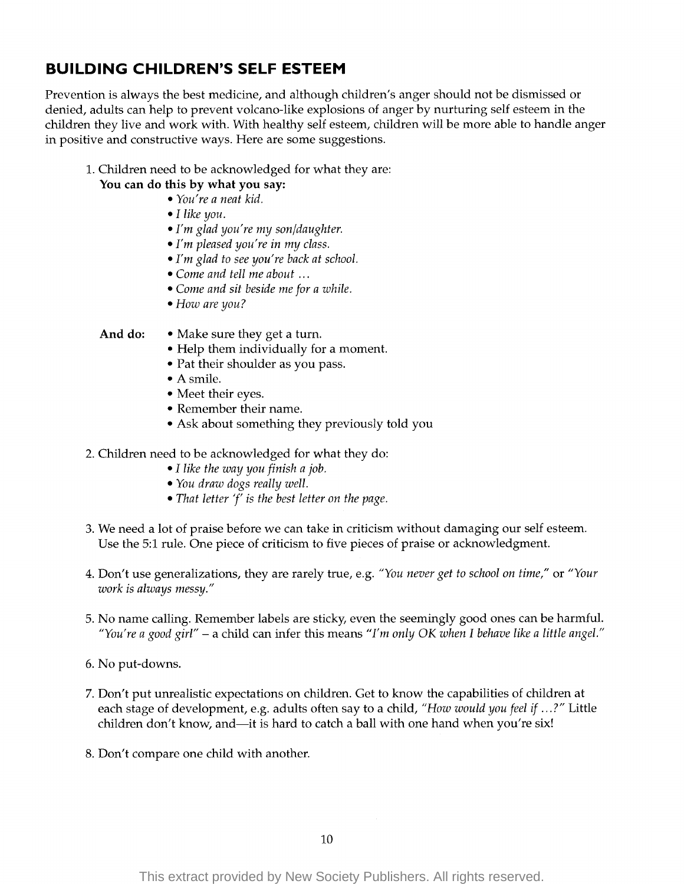## BUILDING CHILDREN'S SELF ESTEEM

Prevention is always the best medicine, and although children's anger should not be dismissed or denied, adults can help to prevent volcano-like explosions of anger by nurturing self esteem in the children they live and work with. With healthy self esteem, children will be more able to handle anger in positive and constructive ways. Here are some suggestions.

1. Children need to be acknowledged for what they are:

   **You can do this by what you say:**
   - *You're a neat kid.*
   - *I like you.*
   - *I'm glad you're my son/daughter.*
   - *I'm pleased you're in my class.*
   - *I'm glad to see you're back at school.*
   - *Come and tell me about ...*
   - *Come and sit beside me for a while.*
   - *How are you?*

   **And do:**
   - Make sure they get a turn.
   - Help them individually for a moment.
   - Pat their shoulder as you pass.
   - A smile.
   - Meet their eyes.
   - Remember their name.
   - Ask about something they previously told you

2. Children need to be acknowledged for what they do:
   - *I like the way you finish a job.*
   - *You draw dogs really well.*
   - *That letter 'f' is the best letter on the page.*

3. We need a lot of praise before we can take in criticism without damaging our self esteem. Use the 5:1 rule. One piece of criticism to five pieces of praise or acknowledgment.

4. Don't use generalizations, they are rarely true, e.g. *"You never get to school on time,"* or *"Your work is always messy."*

5. No name calling. Remember labels are sticky, even the seemingly good ones can be harmful. *"You're a good girl"* – a child can infer this means *"I'm only OK when I behave like a little angel."*

6. No put-downs.

7. Don't put unrealistic expectations on children. Get to know the capabilities of children at each stage of development, e.g. adults often say to a child, *"How would you feel if ...?"* Little children don't know, and—it is hard to catch a ball with one hand when you're six!

8. Don't compare one child with another.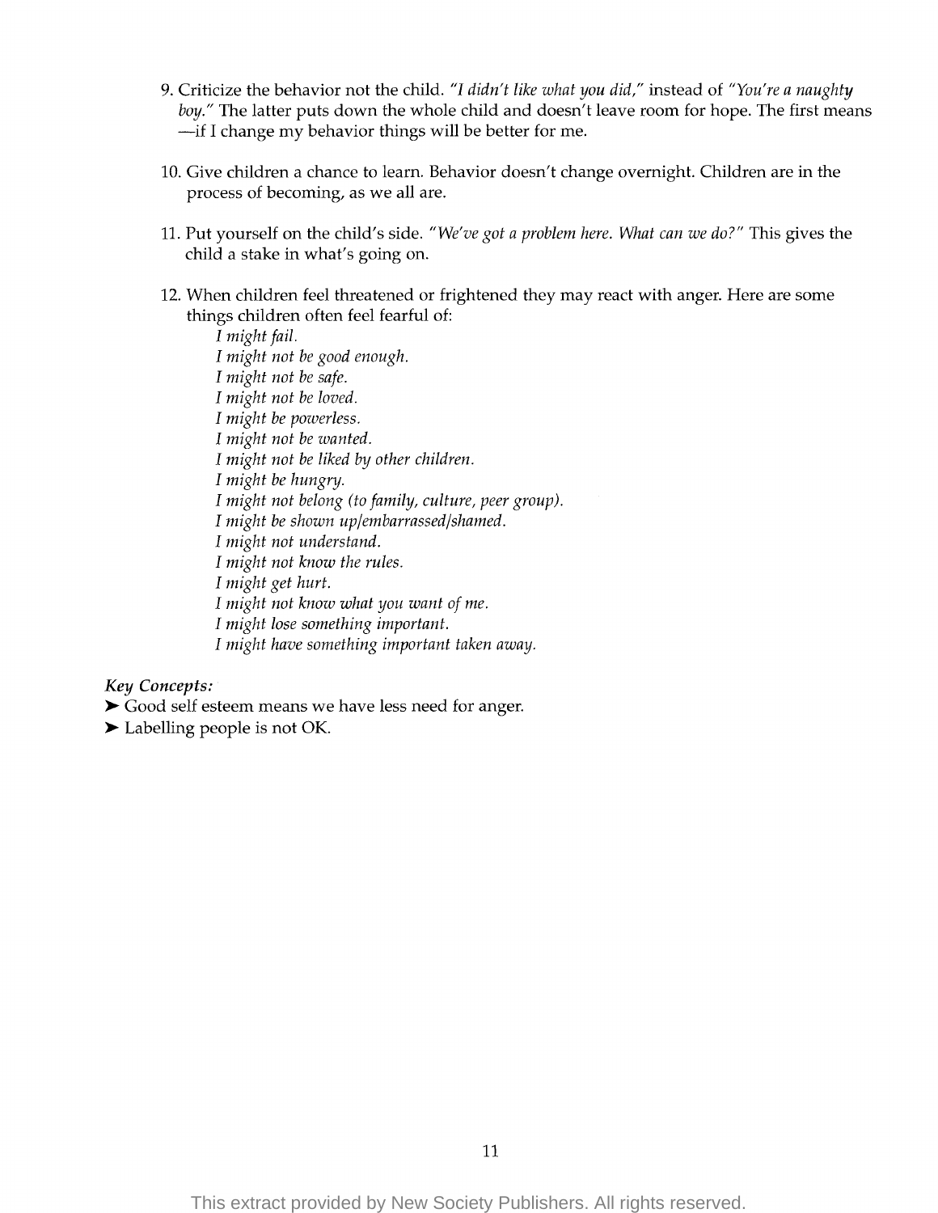9. Criticize the behavior not the child. *"I didn't like what you did,"* instead of *"You're a naughty boy."* The latter puts down the whole child and doesn't leave room for hope. The first means —if I change my behavior things will be better for me.

10. Give children a chance to learn. Behavior doesn't change overnight. Children are in the process of becoming, as we all are.

11. Put yourself on the child's side. *"We've got a problem here. What can we do?"* This gives the child a stake in what's going on.

12. When children feel threatened or frightened they may react with anger. Here are some things children often feel fearful of:

    *I might fail.*
    *I might not be good enough.*
    *I might not be safe.*
    *I might not be loved.*
    *I might be powerless.*
    *I might not be wanted.*
    *I might not be liked by other children.*
    *I might be hungry.*
    *I might not belong (to family, culture, peer group).*
    *I might be shown up/embarrassed/shamed.*
    *I might not understand.*
    *I might not know the rules.*
    *I might get hurt.*
    *I might not know what you want of me.*
    *I might lose something important.*
    *I might have something important taken away.*

***Key Concepts:***

➤ Good self esteem means we have less need for anger.

➤ Labelling people is not OK.

This extract provided by New Society Publishers. All rights reserved.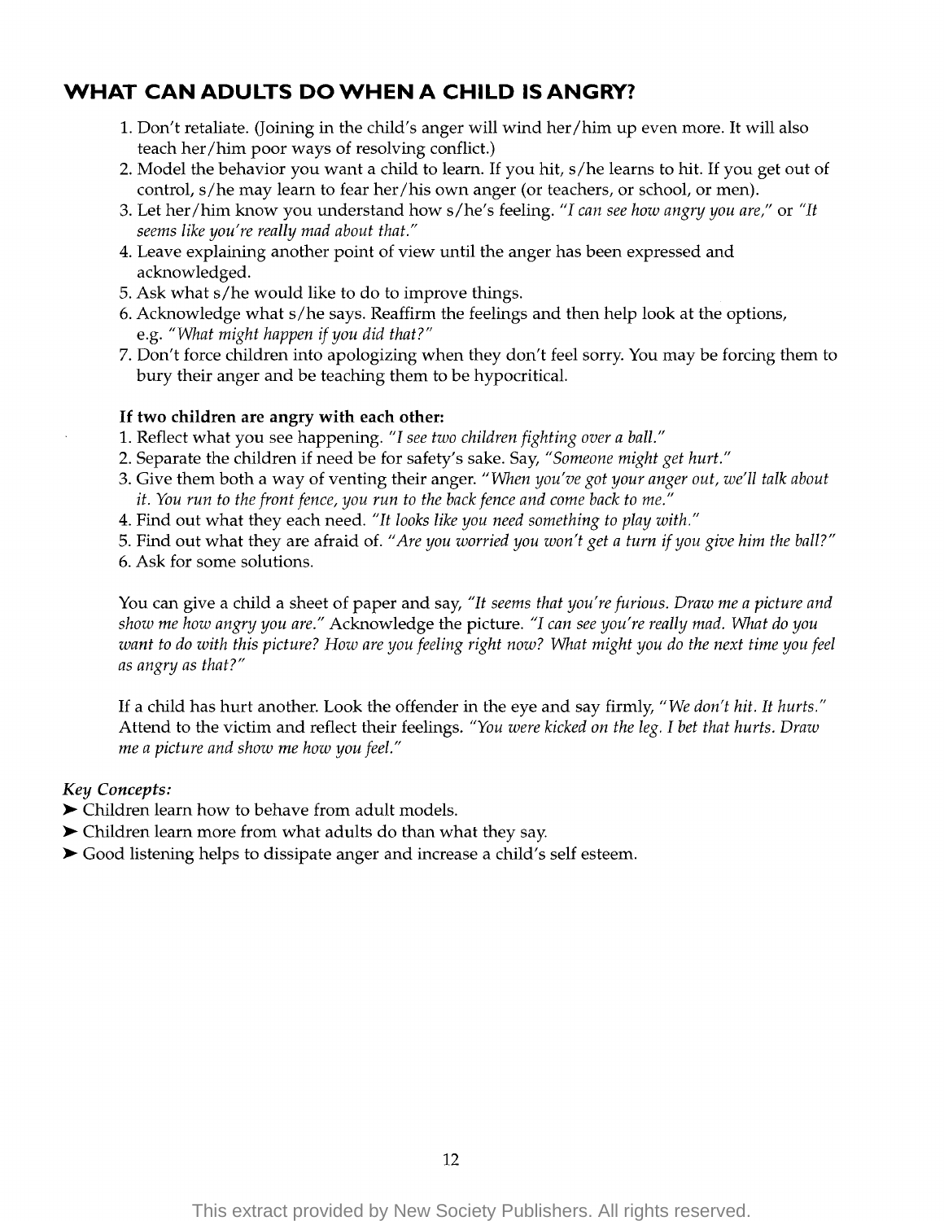## WHAT CAN ADULTS DO WHEN A CHILD IS ANGRY?

1. Don't retaliate. (Joining in the child's anger will wind her/him up even more. It will also teach her/him poor ways of resolving conflict.)
2. Model the behavior you want a child to learn. If you hit, s/he learns to hit. If you get out of control, s/he may learn to fear her/his own anger (or teachers, or school, or men).
3. Let her/him know you understand how s/he's feeling. *"I can see how angry you are,"* or *"It seems like you're really mad about that."*
4. Leave explaining another point of view until the anger has been expressed and acknowledged.
5. Ask what s/he would like to do to improve things.
6. Acknowledge what s/he says. Reaffirm the feelings and then help look at the options, e.g. *"What might happen if you did that?"*
7. Don't force children into apologizing when they don't feel sorry. You may be forcing them to bury their anger and be teaching them to be hypocritical.

**If two children are angry with each other:**

1. Reflect what you see happening. *"I see two children fighting over a ball."*
2. Separate the children if need be for safety's sake. Say, *"Someone might get hurt."*
3. Give them both a way of venting their anger. *"When you've got your anger out, we'll talk about it. You run to the front fence, you run to the back fence and come back to me."*
4. Find out what they each need. *"It looks like you need something to play with."*
5. Find out what they are afraid of. *"Are you worried you won't get a turn if you give him the ball?"*
6. Ask for some solutions.

You can give a child a sheet of paper and say, *"It seems that you're furious. Draw me a picture and show me how angry you are."* Acknowledge the picture. *"I can see you're really mad. What do you want to do with this picture? How are you feeling right now? What might you do the next time you feel as angry as that?"*

If a child has hurt another. Look the offender in the eye and say firmly, *"We don't hit. It hurts."* Attend to the victim and reflect their feelings. *"You were kicked on the leg. I bet that hurts. Draw me a picture and show me how you feel."*

***Key Concepts:***

- ➤ Children learn how to behave from adult models.
- ➤ Children learn more from what adults do than what they say.
- ➤ Good listening helps to dissipate anger and increase a child's self esteem.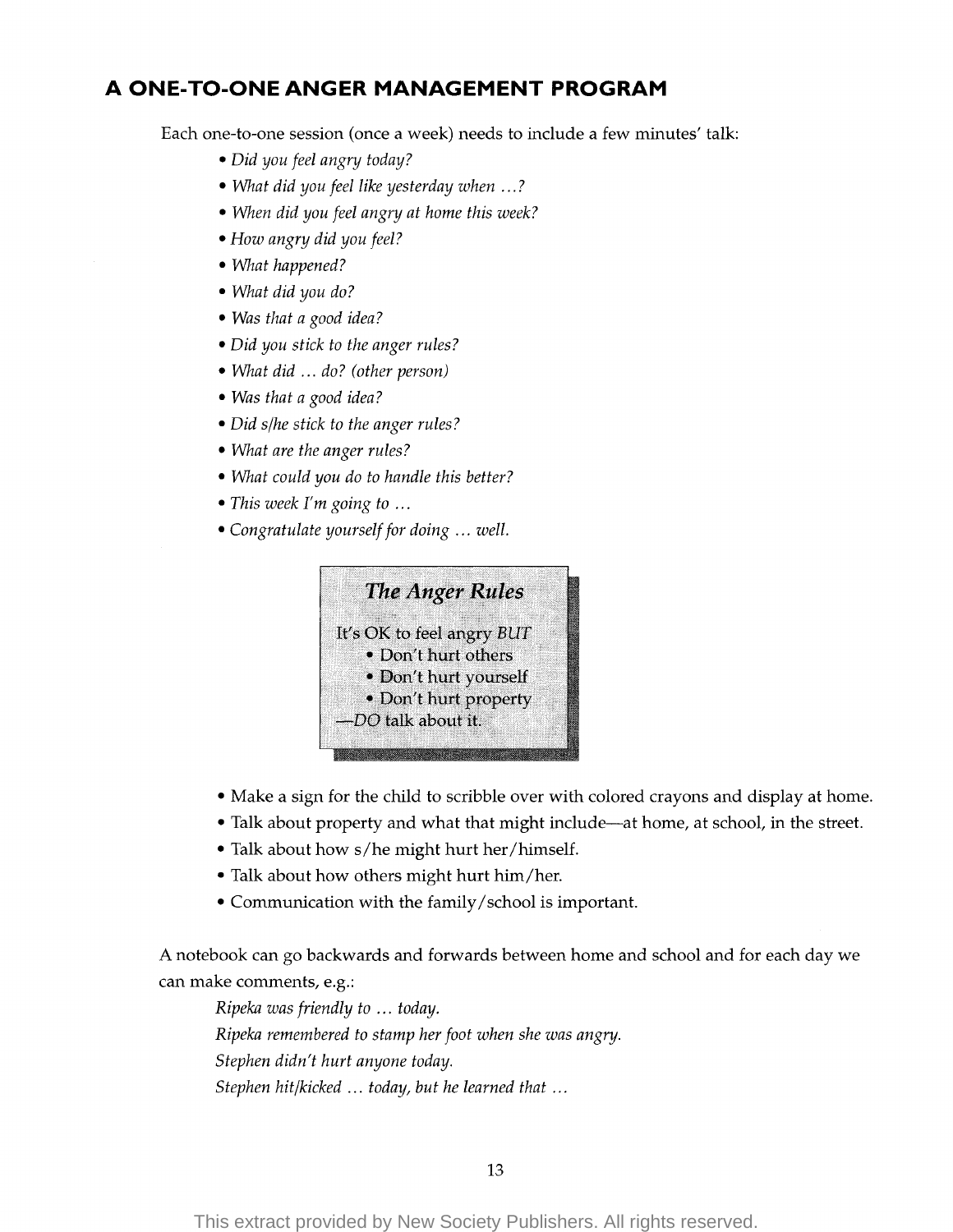## A ONE-TO-ONE ANGER MANAGEMENT PROGRAM

Each one-to-one session (once a week) needs to include a few minutes' talk:

- *Did you feel angry today?*
- *What did you feel like yesterday when …?*
- *When did you feel angry at home this week?*
- *How angry did you feel?*
- *What happened?*
- *What did you do?*
- *Was that a good idea?*
- *Did you stick to the anger rules?*
- *What did … do? (other person)*
- *Was that a good idea?*
- *Did s/he stick to the anger rules?*
- *What are the anger rules?*
- *What could you do to handle this better?*
- *This week I'm going to …*
- *Congratulate yourself for doing … well.*

> ***The Anger Rules***
>
> It's OK to feel angry *BUT*
> - Don't hurt others
> - Don't hurt yourself
> - Don't hurt property
>
> —*DO* talk about it.

- Make a sign for the child to scribble over with colored crayons and display at home.
- Talk about property and what that might include—at home, at school, in the street.
- Talk about how s/he might hurt her/himself.
- Talk about how others might hurt him/her.
- Communication with the family/school is important.

A notebook can go backwards and forwards between home and school and for each day we can make comments, e.g.:

*Ripeka was friendly to … today.*
*Ripeka remembered to stamp her foot when she was angry.*
*Stephen didn't hurt anyone today.*
*Stephen hit/kicked … today, but he learned that …*

This extract provided by New Society Publishers. All rights reserved.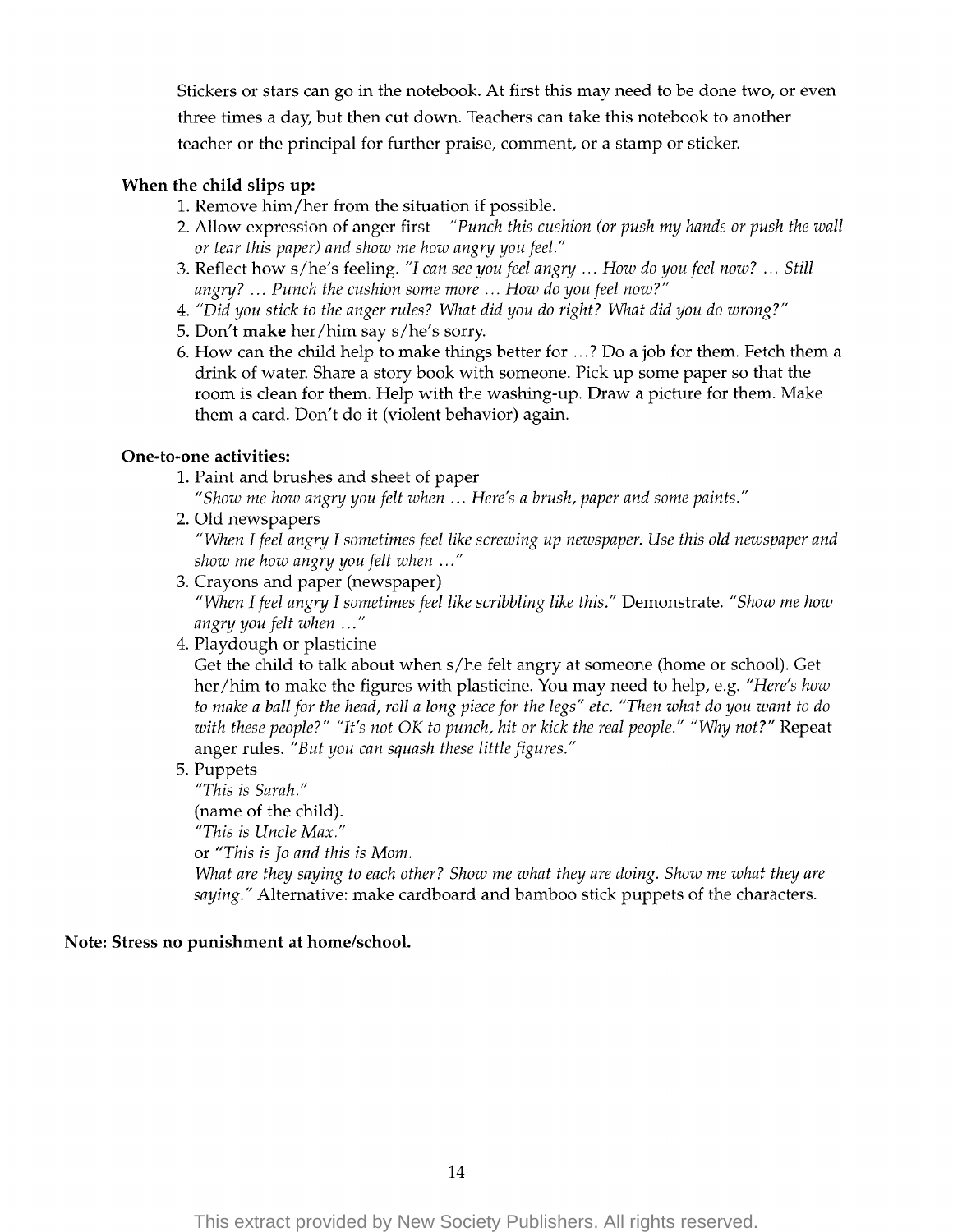Stickers or stars can go in the notebook. At first this may need to be done two, or even three times a day, but then cut down. Teachers can take this notebook to another teacher or the principal for further praise, comment, or a stamp or sticker.

**When the child slips up:**

1. Remove him/her from the situation if possible.
2. Allow expression of anger first – *"Punch this cushion (or push my hands or push the wall or tear this paper) and show me how angry you feel."*
3. Reflect how s/he's feeling. *"I can see you feel angry … How do you feel now? … Still angry? … Punch the cushion some more … How do you feel now?"*
4. *"Did you stick to the anger rules? What did you do right? What did you do wrong?"*
5. Don't **make** her/him say s/he's sorry.
6. How can the child help to make things better for …? Do a job for them. Fetch them a drink of water. Share a story book with someone. Pick up some paper so that the room is clean for them. Help with the washing-up. Draw a picture for them. Make them a card. Don't do it (violent behavior) again.

**One-to-one activities:**

1. Paint and brushes and sheet of paper
   *"Show me how angry you felt when … Here's a brush, paper and some paints."*
2. Old newspapers
   *"When I feel angry I sometimes feel like screwing up newspaper. Use this old newspaper and show me how angry you felt when …"*
3. Crayons and paper (newspaper)
   *"When I feel angry I sometimes feel like scribbling like this."* Demonstrate. *"Show me how angry you felt when …"*
4. Playdough or plasticine
   Get the child to talk about when s/he felt angry at someone (home or school). Get her/him to make the figures with plasticine. You may need to help, e.g. *"Here's how to make a ball for the head, roll a long piece for the legs" etc. "Then what do you want to do with these people?" "It's not OK to punch, hit or kick the real people." "Why not?"* Repeat anger rules. *"But you can squash these little figures."*
5. Puppets
   *"This is Sarah."*
   (name of the child).
   *"This is Uncle Max."*
   or *"This is Jo and this is Mom.*
   *What are they saying to each other? Show me what they are doing. Show me what they are saying."* Alternative: make cardboard and bamboo stick puppets of the characters.

**Note: Stress no punishment at home/school.**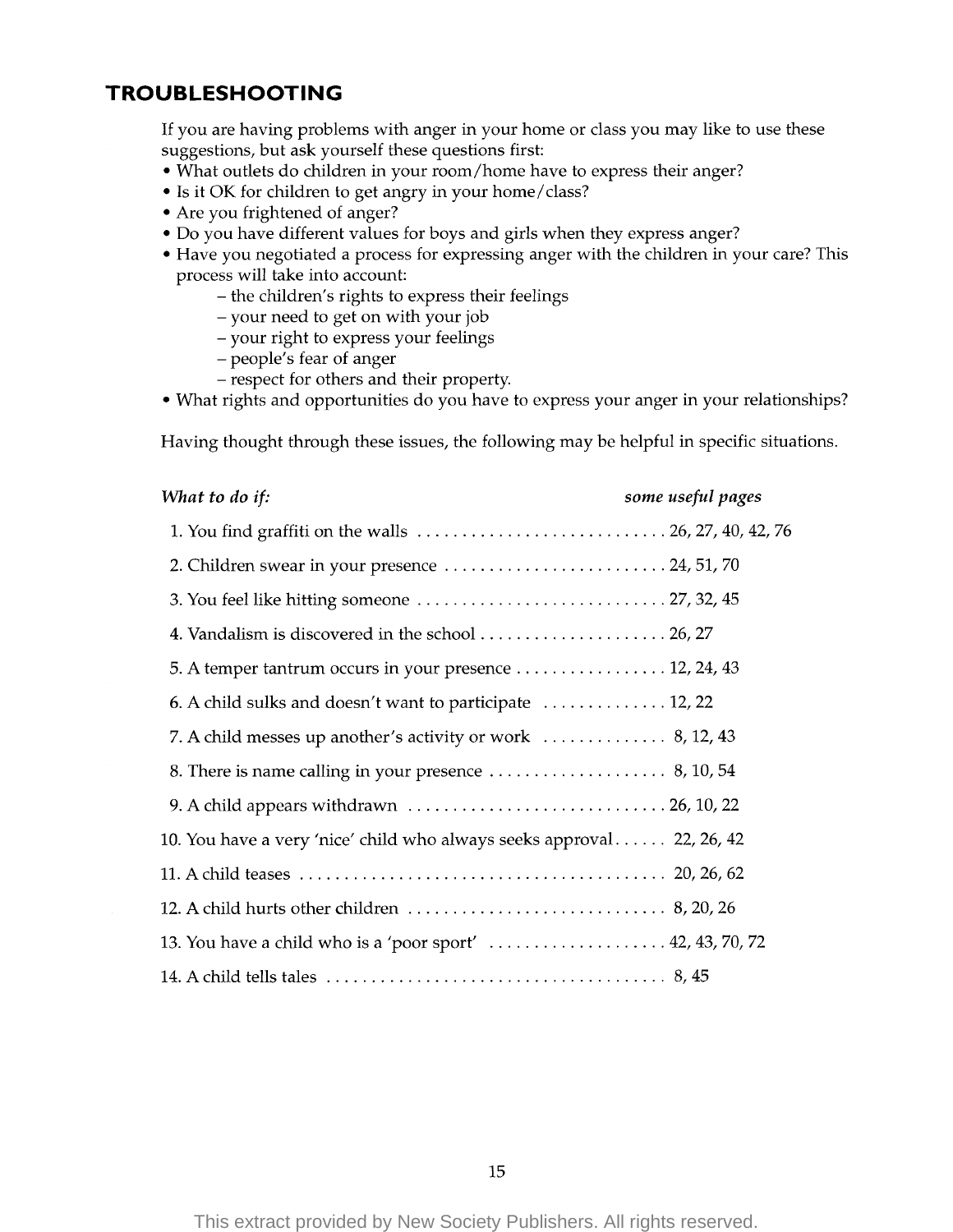## TROUBLESHOOTING

If you are having problems with anger in your home or class you may like to use these suggestions, but ask yourself these questions first:

- What outlets do children in your room/home have to express their anger?
- Is it OK for children to get angry in your home/class?
- Are you frightened of anger?
- Do you have different values for boys and girls when they express anger?
- Have you negotiated a process for expressing anger with the children in your care? This process will take into account:
  - the children's rights to express their feelings
  - your need to get on with your job
  - your right to express your feelings
  - people's fear of anger
  - respect for others and their property.
- What rights and opportunities do you have to express your anger in your relationships?

Having thought through these issues, the following may be helpful in specific situations.

| *What to do if:* | *some useful pages* |
|---|---|
| 1. You find graffiti on the walls | 26, 27, 40, 42, 76 |
| 2. Children swear in your presence | 24, 51, 70 |
| 3. You feel like hitting someone | 27, 32, 45 |
| 4. Vandalism is discovered in the school | 26, 27 |
| 5. A temper tantrum occurs in your presence | 12, 24, 43 |
| 6. A child sulks and doesn't want to participate | 12, 22 |
| 7. A child messes up another's activity or work | 8, 12, 43 |
| 8. There is name calling in your presence | 8, 10, 54 |
| 9. A child appears withdrawn | 26, 10, 22 |
| 10. You have a very 'nice' child who always seeks approval | 22, 26, 42 |
| 11. A child teases | 20, 26, 62 |
| 12. A child hurts other children | 8, 20, 26 |
| 13. You have a child who is a 'poor sport' | 42, 43, 70, 72 |
| 14. A child tells tales | 8, 45 |

This extract provided by New Society Publishers. All rights reserved.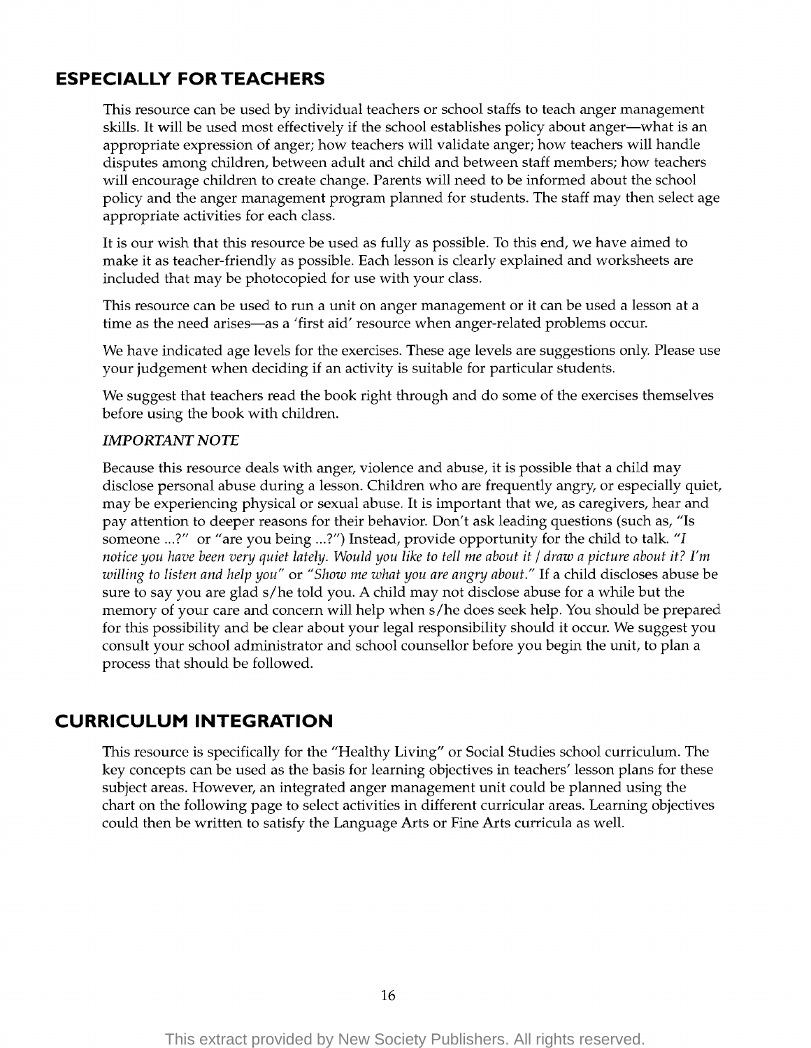## ESPECIALLY FOR TEACHERS

This resource can be used by individual teachers or school staffs to teach anger management skills. It will be used most effectively if the school establishes policy about anger—what is an appropriate expression of anger; how teachers will validate anger; how teachers will handle disputes among children, between adult and child and between staff members; how teachers will encourage children to create change. Parents will need to be informed about the school policy and the anger management program planned for students. The staff may then select age appropriate activities for each class.

It is our wish that this resource be used as fully as possible. To this end, we have aimed to make it as teacher-friendly as possible. Each lesson is clearly explained and worksheets are included that may be photocopied for use with your class.

This resource can be used to run a unit on anger management or it can be used a lesson at a time as the need arises—as a 'first aid' resource when anger-related problems occur.

We have indicated age levels for the exercises. These age levels are suggestions only. Please use your judgement when deciding if an activity is suitable for particular students.

We suggest that teachers read the book right through and do some of the exercises themselves before using the book with children.

*IMPORTANT NOTE*

Because this resource deals with anger, violence and abuse, it is possible that a child may disclose personal abuse during a lesson. Children who are frequently angry, or especially quiet, may be experiencing physical or sexual abuse. It is important that we, as caregivers, hear and pay attention to deeper reasons for their behavior. Don't ask leading questions (such as, "Is someone ...?" or "are you being ...?") Instead, provide opportunity for the child to talk. *"I notice you have been very quiet lately. Would you like to tell me about it / draw a picture about it? I'm willing to listen and help you"* or *"Show me what you are angry about."* If a child discloses abuse be sure to say you are glad s/he told you. A child may not disclose abuse for a while but the memory of your care and concern will help when s/he does seek help. You should be prepared for this possibility and be clear about your legal responsibility should it occur. We suggest you consult your school administrator and school counsellor before you begin the unit, to plan a process that should be followed.

## CURRICULUM INTEGRATION

This resource is specifically for the "Healthy Living" or Social Studies school curriculum. The key concepts can be used as the basis for learning objectives in teachers' lesson plans for these subject areas. However, an integrated anger management unit could be planned using the chart on the following page to select activities in different curricular areas. Learning objectives could then be written to satisfy the Language Arts or Fine Arts curricula as well.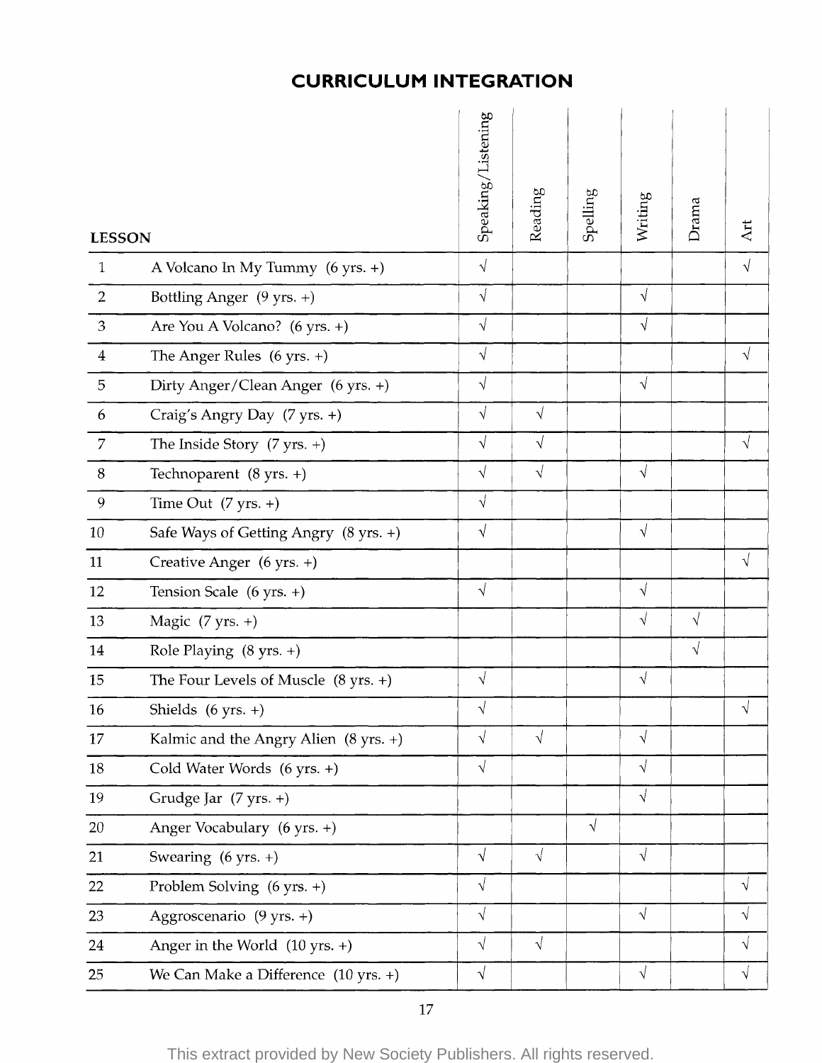# CURRICULUM INTEGRATION

| LESSON | | Speaking/Listening | Reading | Spelling | Writing | Drama | Art |
|---|---|---|---|---|---|---|---|
| 1 | A Volcano In My Tummy (6 yrs. +) | √ | | | | | √ |
| 2 | Bottling Anger (9 yrs. +) | √ | | | √ | | |
| 3 | Are You A Volcano? (6 yrs. +) | √ | | | √ | | |
| 4 | The Anger Rules (6 yrs. +) | √ | | | | | √ |
| 5 | Dirty Anger/Clean Anger (6 yrs. +) | √ | | | √ | | |
| 6 | Craig's Angry Day (7 yrs. +) | √ | √ | | | | |
| 7 | The Inside Story (7 yrs. +) | √ | √ | | | | √ |
| 8 | Technoparent (8 yrs. +) | √ | √ | | √ | | |
| 9 | Time Out (7 yrs. +) | √ | | | | | |
| 10 | Safe Ways of Getting Angry (8 yrs. +) | √ | | | √ | | |
| 11 | Creative Anger (6 yrs. +) | | | | | | √ |
| 12 | Tension Scale (6 yrs. +) | √ | | | √ | | |
| 13 | Magic (7 yrs. +) | | | | √ | √ | |
| 14 | Role Playing (8 yrs. +) | | | | | √ | |
| 15 | The Four Levels of Muscle (8 yrs. +) | √ | | | √ | | |
| 16 | Shields (6 yrs. +) | √ | | | | | √ |
| 17 | Kalmic and the Angry Alien (8 yrs. +) | √ | √ | | √ | | |
| 18 | Cold Water Words (6 yrs. +) | √ | | | √ | | |
| 19 | Grudge Jar (7 yrs. +) | | | | √ | | |
| 20 | Anger Vocabulary (6 yrs. +) | | | √ | | | |
| 21 | Swearing (6 yrs. +) | √ | √ | | √ | | |
| 22 | Problem Solving (6 yrs. +) | √ | | | | | √ |
| 23 | Aggroscenario (9 yrs. +) | √ | | | √ | | √ |
| 24 | Anger in the World (10 yrs. +) | √ | √ | | | | √ |
| 25 | We Can Make a Difference (10 yrs. +) | √ | | | √ | | √ |

This extract provided by New Society Publishers. All rights reserved.